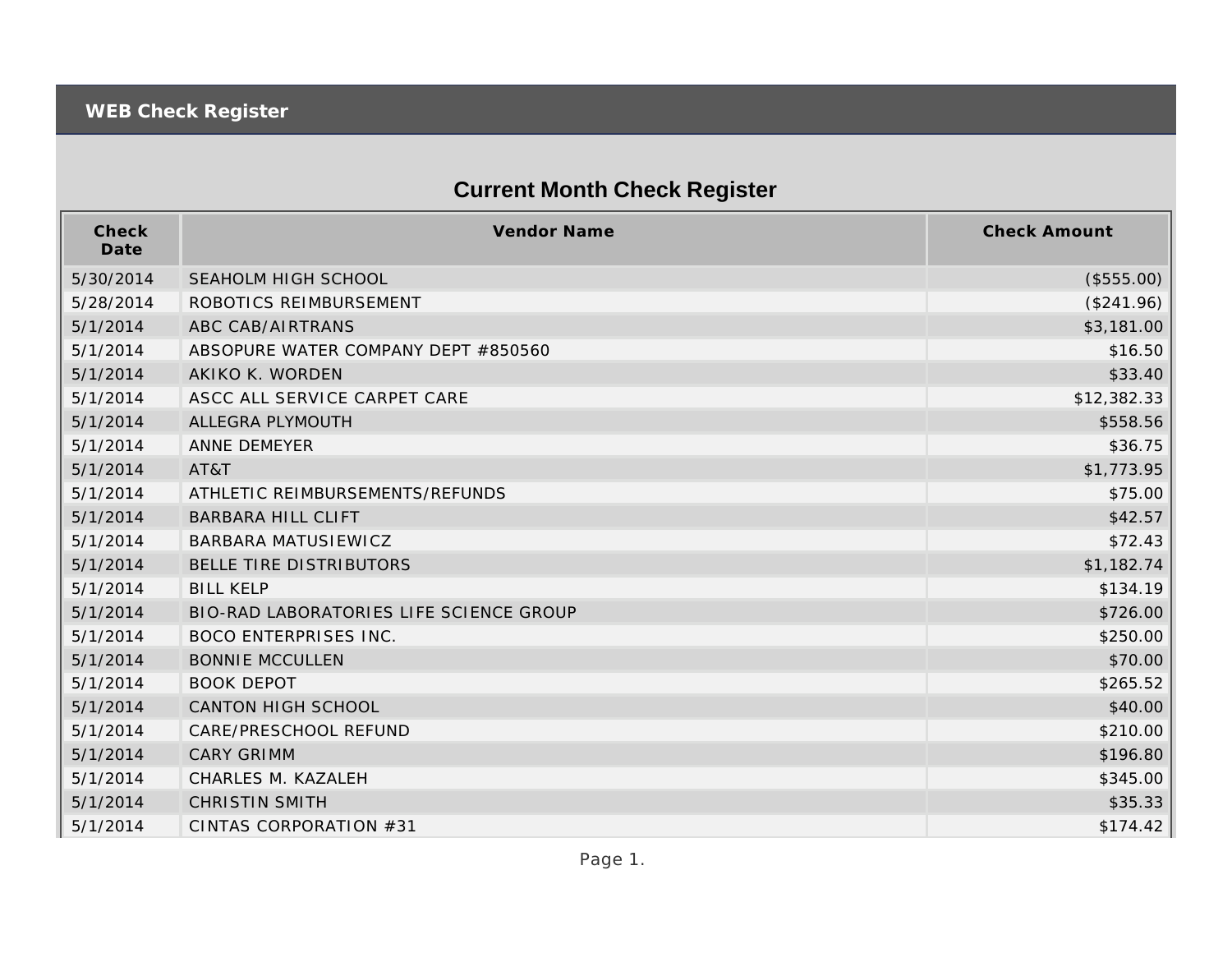WEB Check Register

## Current Month Check Register

| Check Date | Vendor Name | Check Amount |
|---|---|---|
| 5/30/2014 | SEAHOLM HIGH SCHOOL | ($555.00) |
| 5/28/2014 | ROBOTICS REIMBURSEMENT | ($241.96) |
| 5/1/2014 | ABC CAB/AIRTRANS | $3,181.00 |
| 5/1/2014 | ABSOPURE WATER COMPANY DEPT #850560 | $16.50 |
| 5/1/2014 | AKIKO K. WORDEN | $33.40 |
| 5/1/2014 | ASCC ALL SERVICE CARPET CARE | $12,382.33 |
| 5/1/2014 | ALLEGRA PLYMOUTH | $558.56 |
| 5/1/2014 | ANNE DEMEYER | $36.75 |
| 5/1/2014 | AT&T | $1,773.95 |
| 5/1/2014 | ATHLETIC REIMBURSEMENTS/REFUNDS | $75.00 |
| 5/1/2014 | BARBARA HILL CLIFT | $42.57 |
| 5/1/2014 | BARBARA MATUSIEWICZ | $72.43 |
| 5/1/2014 | BELLE TIRE DISTRIBUTORS | $1,182.74 |
| 5/1/2014 | BILL KELP | $134.19 |
| 5/1/2014 | BIO-RAD LABORATORIES LIFE SCIENCE GROUP | $726.00 |
| 5/1/2014 | BOCO ENTERPRISES INC. | $250.00 |
| 5/1/2014 | BONNIE MCCULLEN | $70.00 |
| 5/1/2014 | BOOK DEPOT | $265.52 |
| 5/1/2014 | CANTON HIGH SCHOOL | $40.00 |
| 5/1/2014 | CARE/PRESCHOOL REFUND | $210.00 |
| 5/1/2014 | CARY GRIMM | $196.80 |
| 5/1/2014 | CHARLES M. KAZALEH | $345.00 |
| 5/1/2014 | CHRISTIN SMITH | $35.33 |
| 5/1/2014 | CINTAS CORPORATION #31 | $174.42 |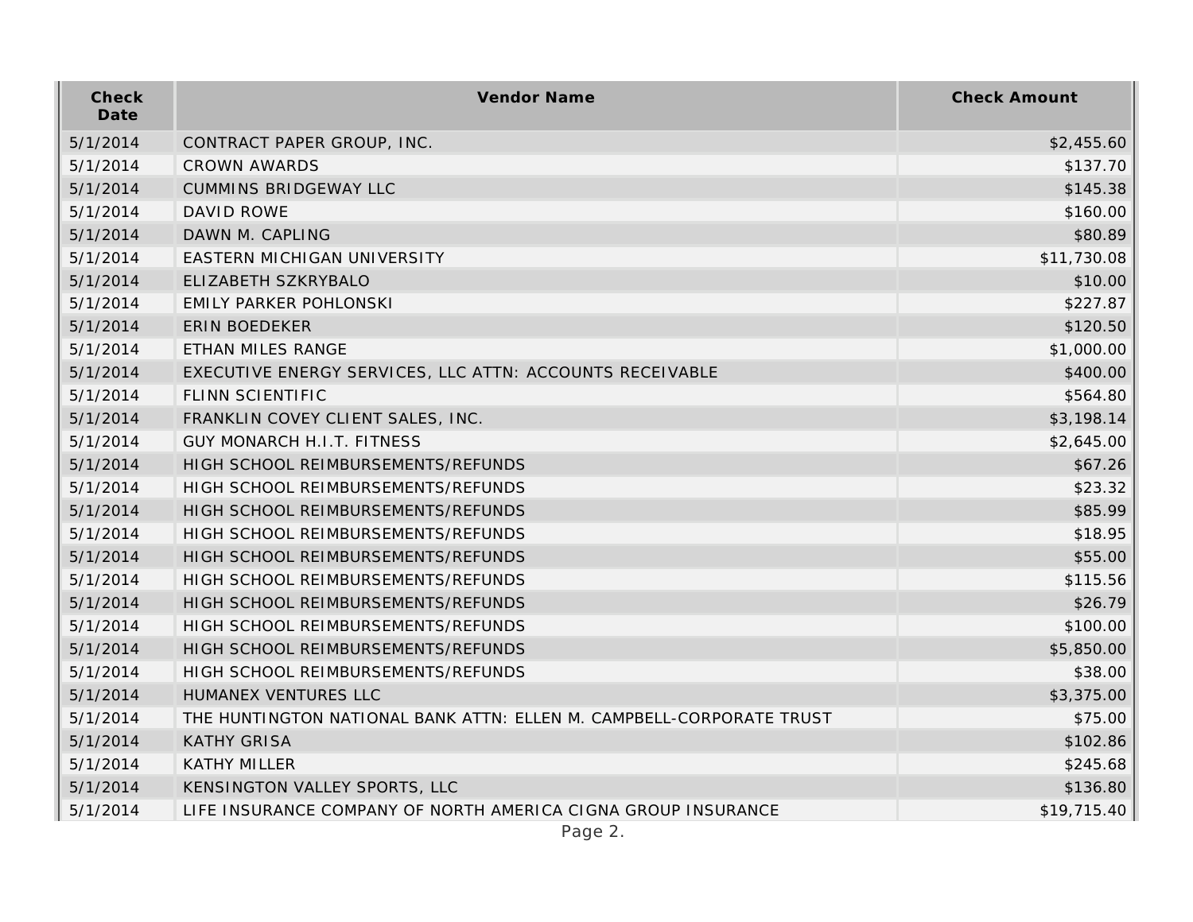| Check Date | Vendor Name | Check Amount |
|---|---|---|
| 5/1/2014 | CONTRACT PAPER GROUP, INC. | $2,455.60 |
| 5/1/2014 | CROWN AWARDS | $137.70 |
| 5/1/2014 | CUMMINS BRIDGEWAY LLC | $145.38 |
| 5/1/2014 | DAVID ROWE | $160.00 |
| 5/1/2014 | DAWN M. CAPLING | $80.89 |
| 5/1/2014 | EASTERN MICHIGAN UNIVERSITY | $11,730.08 |
| 5/1/2014 | ELIZABETH SZKRYBALO | $10.00 |
| 5/1/2014 | EMILY PARKER POHLONSKI | $227.87 |
| 5/1/2014 | ERIN BOEDEKER | $120.50 |
| 5/1/2014 | ETHAN MILES RANGE | $1,000.00 |
| 5/1/2014 | EXECUTIVE ENERGY SERVICES, LLC ATTN: ACCOUNTS RECEIVABLE | $400.00 |
| 5/1/2014 | FLINN SCIENTIFIC | $564.80 |
| 5/1/2014 | FRANKLIN COVEY CLIENT SALES, INC. | $3,198.14 |
| 5/1/2014 | GUY MONARCH H.I.T. FITNESS | $2,645.00 |
| 5/1/2014 | HIGH SCHOOL REIMBURSEMENTS/REFUNDS | $67.26 |
| 5/1/2014 | HIGH SCHOOL REIMBURSEMENTS/REFUNDS | $23.32 |
| 5/1/2014 | HIGH SCHOOL REIMBURSEMENTS/REFUNDS | $85.99 |
| 5/1/2014 | HIGH SCHOOL REIMBURSEMENTS/REFUNDS | $18.95 |
| 5/1/2014 | HIGH SCHOOL REIMBURSEMENTS/REFUNDS | $55.00 |
| 5/1/2014 | HIGH SCHOOL REIMBURSEMENTS/REFUNDS | $115.56 |
| 5/1/2014 | HIGH SCHOOL REIMBURSEMENTS/REFUNDS | $26.79 |
| 5/1/2014 | HIGH SCHOOL REIMBURSEMENTS/REFUNDS | $100.00 |
| 5/1/2014 | HIGH SCHOOL REIMBURSEMENTS/REFUNDS | $5,850.00 |
| 5/1/2014 | HIGH SCHOOL REIMBURSEMENTS/REFUNDS | $38.00 |
| 5/1/2014 | HUMANEX VENTURES LLC | $3,375.00 |
| 5/1/2014 | THE HUNTINGTON NATIONAL BANK ATTN: ELLEN M. CAMPBELL-CORPORATE TRUST | $75.00 |
| 5/1/2014 | KATHY GRISA | $102.86 |
| 5/1/2014 | KATHY MILLER | $245.68 |
| 5/1/2014 | KENSINGTON VALLEY SPORTS, LLC | $136.80 |
| 5/1/2014 | LIFE INSURANCE COMPANY OF NORTH AMERICA CIGNA GROUP INSURANCE | $19,715.40 |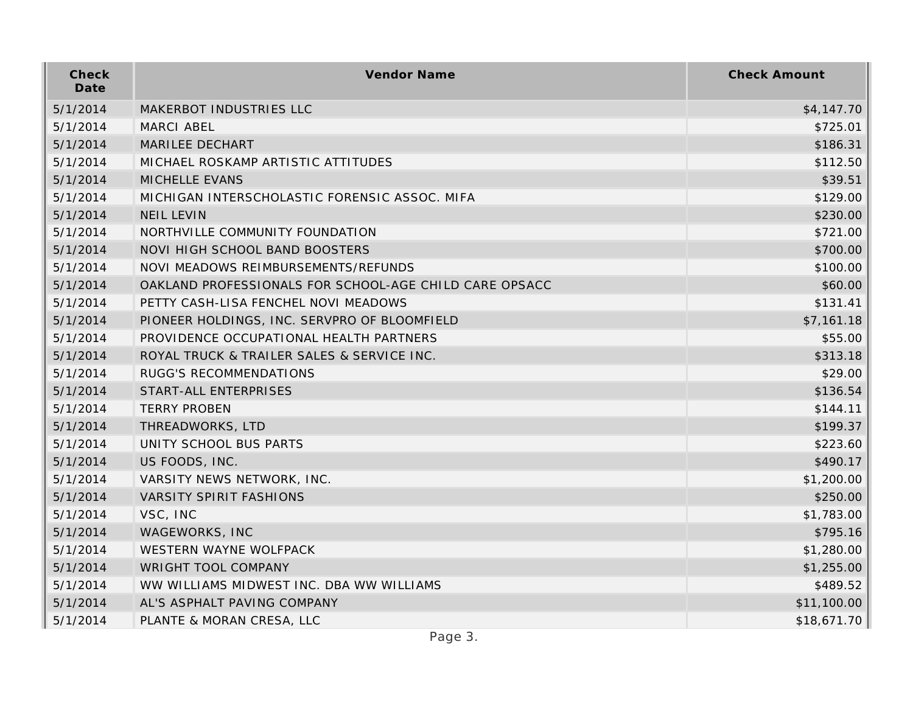| Check Date | Vendor Name | Check Amount |
|---|---|---|
| 5/1/2014 | MAKERBOT INDUSTRIES LLC | $4,147.70 |
| 5/1/2014 | MARCI ABEL | $725.01 |
| 5/1/2014 | MARILEE DECHART | $186.31 |
| 5/1/2014 | MICHAEL ROSKAMP ARTISTIC ATTITUDES | $112.50 |
| 5/1/2014 | MICHELLE EVANS | $39.51 |
| 5/1/2014 | MICHIGAN INTERSCHOLASTIC FORENSIC ASSOC. MIFA | $129.00 |
| 5/1/2014 | NEIL LEVIN | $230.00 |
| 5/1/2014 | NORTHVILLE COMMUNITY FOUNDATION | $721.00 |
| 5/1/2014 | NOVI HIGH SCHOOL BAND BOOSTERS | $700.00 |
| 5/1/2014 | NOVI MEADOWS REIMBURSEMENTS/REFUNDS | $100.00 |
| 5/1/2014 | OAKLAND PROFESSIONALS FOR SCHOOL-AGE CHILD CARE OPSACC | $60.00 |
| 5/1/2014 | PETTY CASH-LISA FENCHEL NOVI MEADOWS | $131.41 |
| 5/1/2014 | PIONEER HOLDINGS, INC. SERVPRO OF BLOOMFIELD | $7,161.18 |
| 5/1/2014 | PROVIDENCE OCCUPATIONAL HEALTH PARTNERS | $55.00 |
| 5/1/2014 | ROYAL TRUCK & TRAILER SALES & SERVICE INC. | $313.18 |
| 5/1/2014 | RUGG'S RECOMMENDATIONS | $29.00 |
| 5/1/2014 | START-ALL ENTERPRISES | $136.54 |
| 5/1/2014 | TERRY PROBEN | $144.11 |
| 5/1/2014 | THREADWORKS, LTD | $199.37 |
| 5/1/2014 | UNITY SCHOOL BUS PARTS | $223.60 |
| 5/1/2014 | US FOODS, INC. | $490.17 |
| 5/1/2014 | VARSITY NEWS NETWORK, INC. | $1,200.00 |
| 5/1/2014 | VARSITY SPIRIT FASHIONS | $250.00 |
| 5/1/2014 | VSC, INC | $1,783.00 |
| 5/1/2014 | WAGEWORKS, INC | $795.16 |
| 5/1/2014 | WESTERN WAYNE WOLFPACK | $1,280.00 |
| 5/1/2014 | WRIGHT TOOL COMPANY | $1,255.00 |
| 5/1/2014 | WW WILLIAMS MIDWEST INC. DBA WW WILLIAMS | $489.52 |
| 5/1/2014 | AL'S ASPHALT PAVING COMPANY | $11,100.00 |
| 5/1/2014 | PLANTE & MORAN CRESA, LLC | $18,671.70 |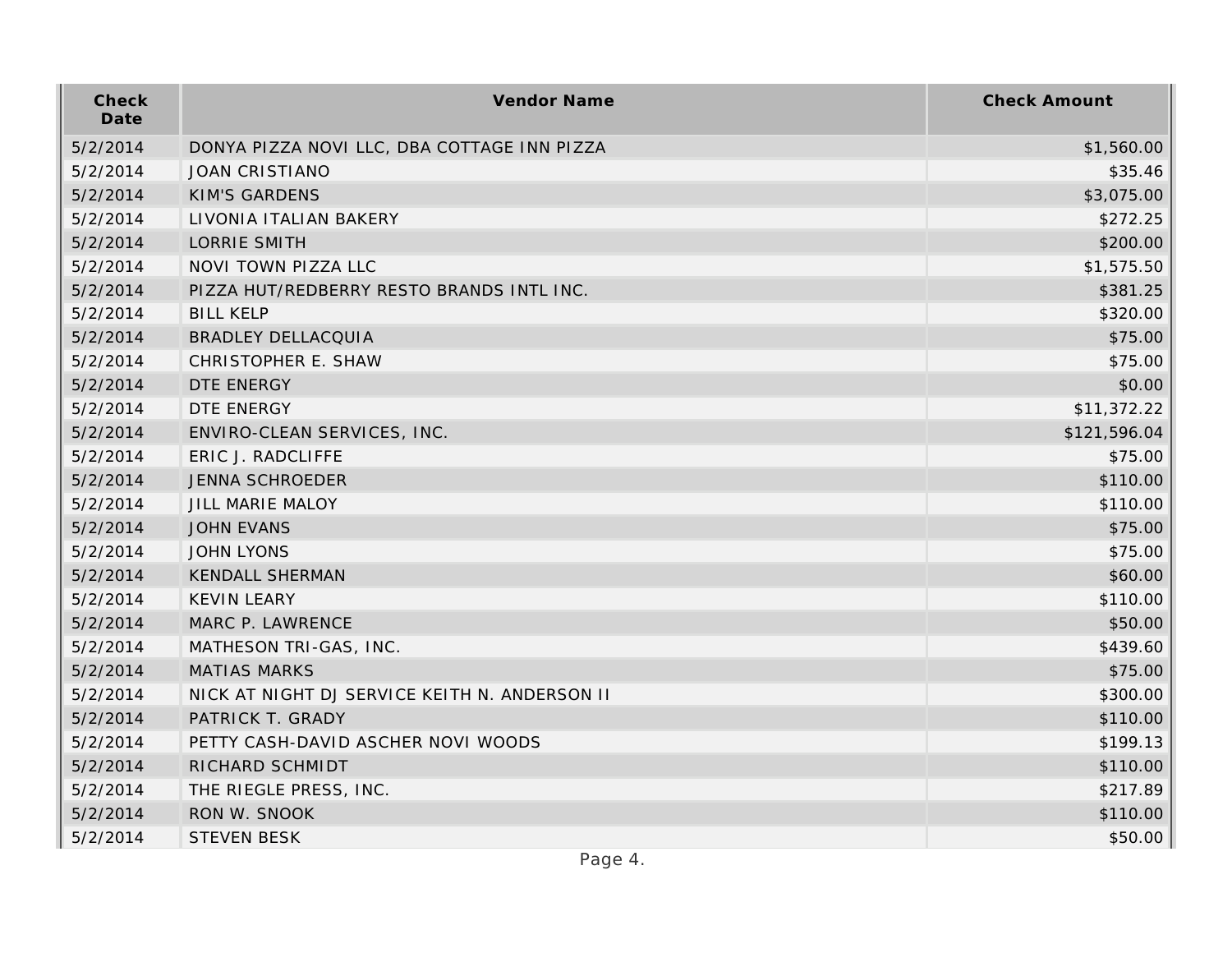| Check Date | Vendor Name | Check Amount |
|---|---|---|
| 5/2/2014 | DONYA PIZZA NOVI LLC, DBA COTTAGE INN PIZZA | $1,560.00 |
| 5/2/2014 | JOAN CRISTIANO | $35.46 |
| 5/2/2014 | KIM'S GARDENS | $3,075.00 |
| 5/2/2014 | LIVONIA ITALIAN BAKERY | $272.25 |
| 5/2/2014 | LORRIE SMITH | $200.00 |
| 5/2/2014 | NOVI TOWN PIZZA LLC | $1,575.50 |
| 5/2/2014 | PIZZA HUT/REDBERRY RESTO BRANDS INTL INC. | $381.25 |
| 5/2/2014 | BILL KELP | $320.00 |
| 5/2/2014 | BRADLEY DELLACQUIA | $75.00 |
| 5/2/2014 | CHRISTOPHER E. SHAW | $75.00 |
| 5/2/2014 | DTE ENERGY | $0.00 |
| 5/2/2014 | DTE ENERGY | $11,372.22 |
| 5/2/2014 | ENVIRO-CLEAN SERVICES, INC. | $121,596.04 |
| 5/2/2014 | ERIC J. RADCLIFFE | $75.00 |
| 5/2/2014 | JENNA SCHROEDER | $110.00 |
| 5/2/2014 | JILL MARIE MALOY | $110.00 |
| 5/2/2014 | JOHN EVANS | $75.00 |
| 5/2/2014 | JOHN LYONS | $75.00 |
| 5/2/2014 | KENDALL SHERMAN | $60.00 |
| 5/2/2014 | KEVIN LEARY | $110.00 |
| 5/2/2014 | MARC P. LAWRENCE | $50.00 |
| 5/2/2014 | MATHESON TRI-GAS, INC. | $439.60 |
| 5/2/2014 | MATIAS MARKS | $75.00 |
| 5/2/2014 | NICK AT NIGHT DJ SERVICE KEITH N. ANDERSON II | $300.00 |
| 5/2/2014 | PATRICK T. GRADY | $110.00 |
| 5/2/2014 | PETTY CASH-DAVID ASCHER NOVI WOODS | $199.13 |
| 5/2/2014 | RICHARD SCHMIDT | $110.00 |
| 5/2/2014 | THE RIEGLE PRESS, INC. | $217.89 |
| 5/2/2014 | RON W. SNOOK | $110.00 |
| 5/2/2014 | STEVEN BESK | $50.00 |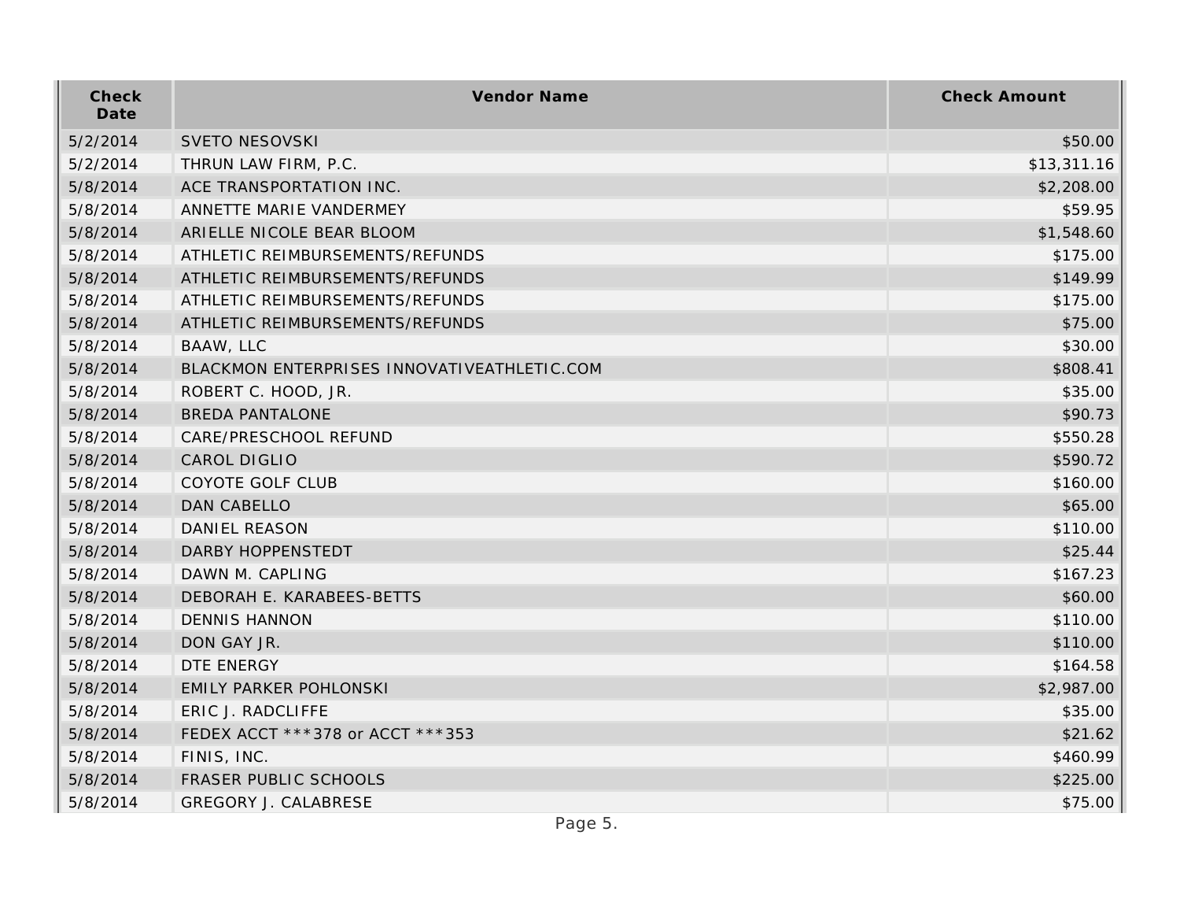| Check Date | Vendor Name | Check Amount |
| --- | --- | --- |
| 5/2/2014 | SVETO NESOVSKI | $50.00 |
| 5/2/2014 | THRUN LAW FIRM, P.C. | $13,311.16 |
| 5/8/2014 | ACE TRANSPORTATION INC. | $2,208.00 |
| 5/8/2014 | ANNETTE MARIE VANDERMEY | $59.95 |
| 5/8/2014 | ARIELLE NICOLE BEAR BLOOM | $1,548.60 |
| 5/8/2014 | ATHLETIC REIMBURSEMENTS/REFUNDS | $175.00 |
| 5/8/2014 | ATHLETIC REIMBURSEMENTS/REFUNDS | $149.99 |
| 5/8/2014 | ATHLETIC REIMBURSEMENTS/REFUNDS | $175.00 |
| 5/8/2014 | ATHLETIC REIMBURSEMENTS/REFUNDS | $75.00 |
| 5/8/2014 | BAAW, LLC | $30.00 |
| 5/8/2014 | BLACKMON ENTERPRISES INNOVATIVEATHLETIC.COM | $808.41 |
| 5/8/2014 | ROBERT C. HOOD, JR. | $35.00 |
| 5/8/2014 | BREDA PANTALONE | $90.73 |
| 5/8/2014 | CARE/PRESCHOOL REFUND | $550.28 |
| 5/8/2014 | CAROL DIGLIO | $590.72 |
| 5/8/2014 | COYOTE GOLF CLUB | $160.00 |
| 5/8/2014 | DAN CABELLO | $65.00 |
| 5/8/2014 | DANIEL REASON | $110.00 |
| 5/8/2014 | DARBY HOPPENSTEDT | $25.44 |
| 5/8/2014 | DAWN M. CAPLING | $167.23 |
| 5/8/2014 | DEBORAH E. KARABEES-BETTS | $60.00 |
| 5/8/2014 | DENNIS HANNON | $110.00 |
| 5/8/2014 | DON GAY JR. | $110.00 |
| 5/8/2014 | DTE ENERGY | $164.58 |
| 5/8/2014 | EMILY PARKER POHLONSKI | $2,987.00 |
| 5/8/2014 | ERIC J. RADCLIFFE | $35.00 |
| 5/8/2014 | FEDEX ACCT ***378 or ACCT ***353 | $21.62 |
| 5/8/2014 | FINIS, INC. | $460.99 |
| 5/8/2014 | FRASER PUBLIC SCHOOLS | $225.00 |
| 5/8/2014 | GREGORY J. CALABRESE | $75.00 |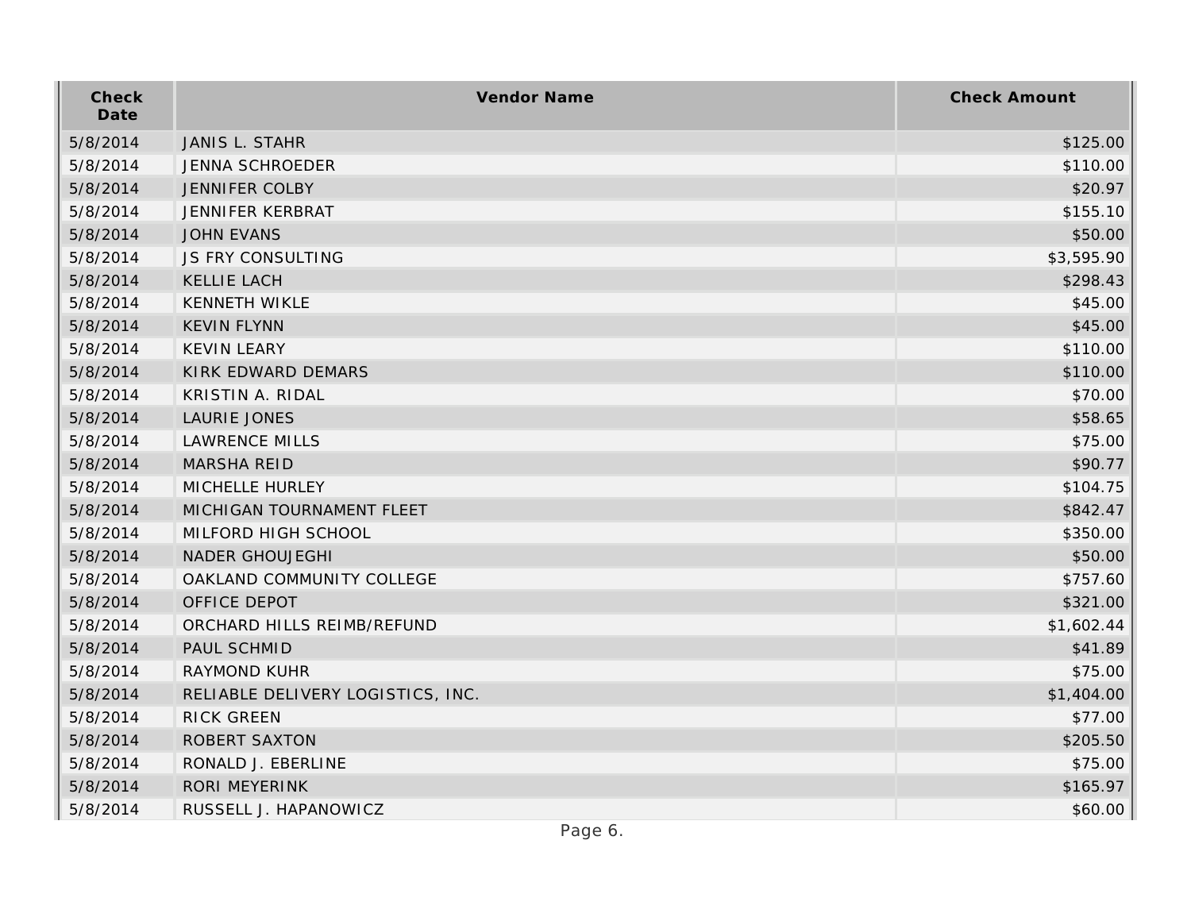| Check Date | Vendor Name | Check Amount |
| --- | --- | --- |
| 5/8/2014 | JANIS L. STAHR | $125.00 |
| 5/8/2014 | JENNA SCHROEDER | $110.00 |
| 5/8/2014 | JENNIFER COLBY | $20.97 |
| 5/8/2014 | JENNIFER KERBRAT | $155.10 |
| 5/8/2014 | JOHN EVANS | $50.00 |
| 5/8/2014 | JS FRY CONSULTING | $3,595.90 |
| 5/8/2014 | KELLIE LACH | $298.43 |
| 5/8/2014 | KENNETH WIKLE | $45.00 |
| 5/8/2014 | KEVIN FLYNN | $45.00 |
| 5/8/2014 | KEVIN LEARY | $110.00 |
| 5/8/2014 | KIRK EDWARD DEMARS | $110.00 |
| 5/8/2014 | KRISTIN A. RIDAL | $70.00 |
| 5/8/2014 | LAURIE JONES | $58.65 |
| 5/8/2014 | LAWRENCE MILLS | $75.00 |
| 5/8/2014 | MARSHA REID | $90.77 |
| 5/8/2014 | MICHELLE HURLEY | $104.75 |
| 5/8/2014 | MICHIGAN TOURNAMENT FLEET | $842.47 |
| 5/8/2014 | MILFORD HIGH SCHOOL | $350.00 |
| 5/8/2014 | NADER GHOUJEGHI | $50.00 |
| 5/8/2014 | OAKLAND COMMUNITY COLLEGE | $757.60 |
| 5/8/2014 | OFFICE DEPOT | $321.00 |
| 5/8/2014 | ORCHARD HILLS REIMB/REFUND | $1,602.44 |
| 5/8/2014 | PAUL SCHMID | $41.89 |
| 5/8/2014 | RAYMOND KUHR | $75.00 |
| 5/8/2014 | RELIABLE DELIVERY LOGISTICS, INC. | $1,404.00 |
| 5/8/2014 | RICK GREEN | $77.00 |
| 5/8/2014 | ROBERT SAXTON | $205.50 |
| 5/8/2014 | RONALD J. EBERLINE | $75.00 |
| 5/8/2014 | RORI MEYERINK | $165.97 |
| 5/8/2014 | RUSSELL J. HAPANOWICZ | $60.00 |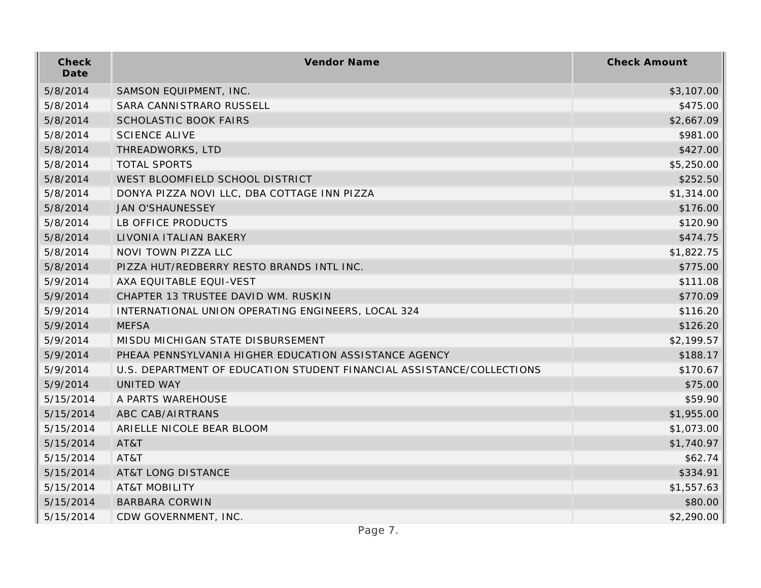| Check Date | Vendor Name | Check Amount |
|---|---|---|
| 5/8/2014 | SAMSON EQUIPMENT, INC. | $3,107.00 |
| 5/8/2014 | SARA CANNISTRARO RUSSELL | $475.00 |
| 5/8/2014 | SCHOLASTIC BOOK FAIRS | $2,667.09 |
| 5/8/2014 | SCIENCE ALIVE | $981.00 |
| 5/8/2014 | THREADWORKS, LTD | $427.00 |
| 5/8/2014 | TOTAL SPORTS | $5,250.00 |
| 5/8/2014 | WEST BLOOMFIELD SCHOOL DISTRICT | $252.50 |
| 5/8/2014 | DONYA PIZZA NOVI LLC, DBA COTTAGE INN PIZZA | $1,314.00 |
| 5/8/2014 | JAN O'SHAUNESSEY | $176.00 |
| 5/8/2014 | LB OFFICE PRODUCTS | $120.90 |
| 5/8/2014 | LIVONIA ITALIAN BAKERY | $474.75 |
| 5/8/2014 | NOVI TOWN PIZZA LLC | $1,822.75 |
| 5/8/2014 | PIZZA HUT/REDBERRY RESTO BRANDS INTL INC. | $775.00 |
| 5/9/2014 | AXA EQUITABLE EQUI-VEST | $111.08 |
| 5/9/2014 | CHAPTER 13 TRUSTEE DAVID WM. RUSKIN | $770.09 |
| 5/9/2014 | INTERNATIONAL UNION OPERATING ENGINEERS, LOCAL 324 | $116.20 |
| 5/9/2014 | MEFSA | $126.20 |
| 5/9/2014 | MISDU MICHIGAN STATE DISBURSEMENT | $2,199.57 |
| 5/9/2014 | PHEAA PENNSYLVANIA HIGHER EDUCATION ASSISTANCE AGENCY | $188.17 |
| 5/9/2014 | U.S. DEPARTMENT OF EDUCATION STUDENT FINANCIAL ASSISTANCE/COLLECTIONS | $170.67 |
| 5/9/2014 | UNITED WAY | $75.00 |
| 5/15/2014 | A PARTS WAREHOUSE | $59.90 |
| 5/15/2014 | ABC CAB/AIRTRANS | $1,955.00 |
| 5/15/2014 | ARIELLE NICOLE BEAR BLOOM | $1,073.00 |
| 5/15/2014 | AT&T | $1,740.97 |
| 5/15/2014 | AT&T | $62.74 |
| 5/15/2014 | AT&T LONG DISTANCE | $334.91 |
| 5/15/2014 | AT&T MOBILITY | $1,557.63 |
| 5/15/2014 | BARBARA CORWIN | $80.00 |
| 5/15/2014 | CDW GOVERNMENT, INC. | $2,290.00 |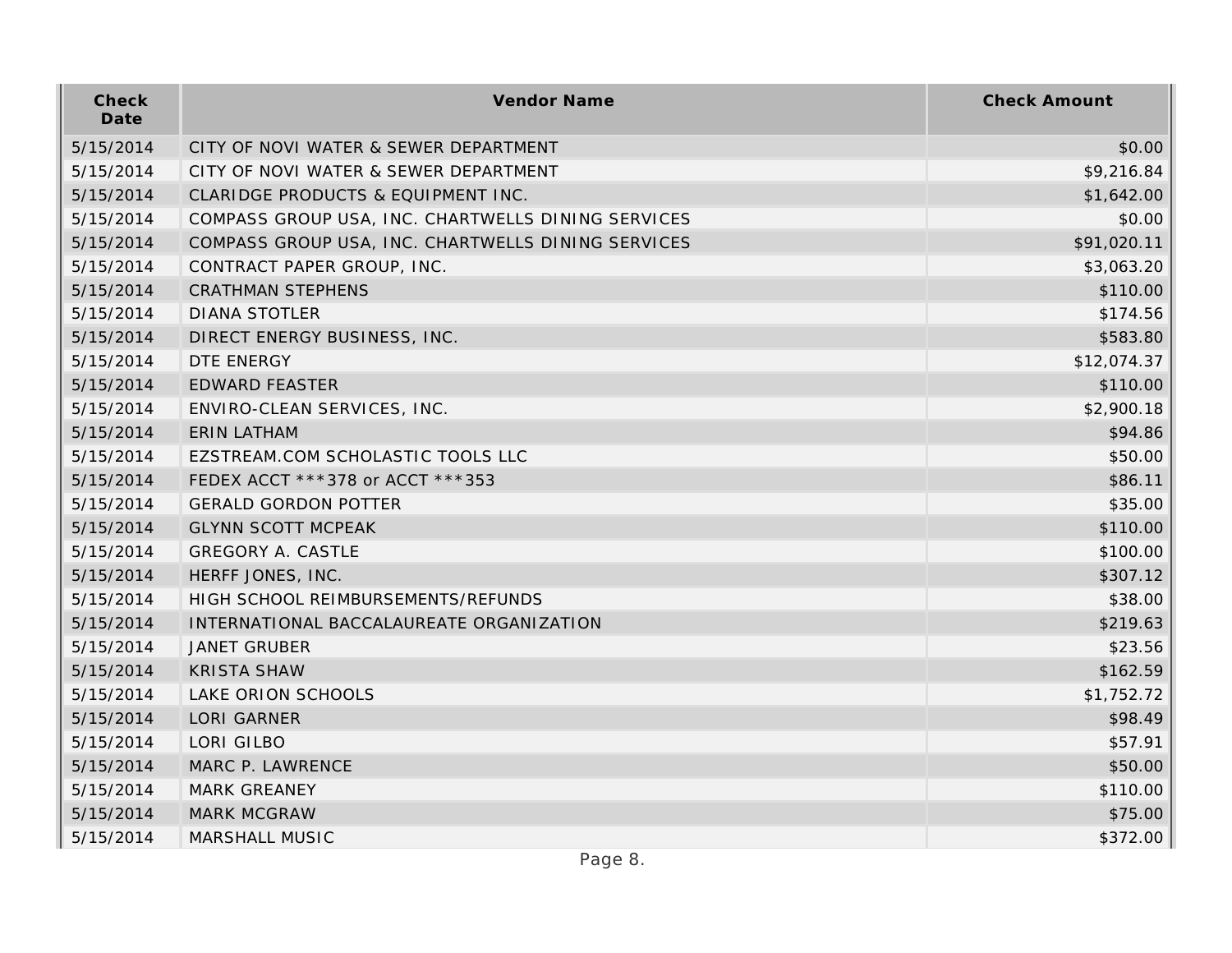| Check Date | Vendor Name | Check Amount |
| --- | --- | --- |
| 5/15/2014 | CITY OF NOVI WATER & SEWER DEPARTMENT | $0.00 |
| 5/15/2014 | CITY OF NOVI WATER & SEWER DEPARTMENT | $9,216.84 |
| 5/15/2014 | CLARIDGE PRODUCTS & EQUIPMENT INC. | $1,642.00 |
| 5/15/2014 | COMPASS GROUP USA, INC. CHARTWELLS DINING SERVICES | $0.00 |
| 5/15/2014 | COMPASS GROUP USA, INC. CHARTWELLS DINING SERVICES | $91,020.11 |
| 5/15/2014 | CONTRACT PAPER GROUP, INC. | $3,063.20 |
| 5/15/2014 | CRATHMAN STEPHENS | $110.00 |
| 5/15/2014 | DIANA STOTLER | $174.56 |
| 5/15/2014 | DIRECT ENERGY BUSINESS, INC. | $583.80 |
| 5/15/2014 | DTE ENERGY | $12,074.37 |
| 5/15/2014 | EDWARD FEASTER | $110.00 |
| 5/15/2014 | ENVIRO-CLEAN SERVICES, INC. | $2,900.18 |
| 5/15/2014 | ERIN LATHAM | $94.86 |
| 5/15/2014 | EZSTREAM.COM SCHOLASTIC TOOLS LLC | $50.00 |
| 5/15/2014 | FEDEX ACCT ***378 or ACCT ***353 | $86.11 |
| 5/15/2014 | GERALD GORDON POTTER | $35.00 |
| 5/15/2014 | GLYNN SCOTT MCPEAK | $110.00 |
| 5/15/2014 | GREGORY A. CASTLE | $100.00 |
| 5/15/2014 | HERFF JONES, INC. | $307.12 |
| 5/15/2014 | HIGH SCHOOL REIMBURSEMENTS/REFUNDS | $38.00 |
| 5/15/2014 | INTERNATIONAL BACCALAUREATE ORGANIZATION | $219.63 |
| 5/15/2014 | JANET GRUBER | $23.56 |
| 5/15/2014 | KRISTA SHAW | $162.59 |
| 5/15/2014 | LAKE ORION SCHOOLS | $1,752.72 |
| 5/15/2014 | LORI GARNER | $98.49 |
| 5/15/2014 | LORI GILBO | $57.91 |
| 5/15/2014 | MARC P. LAWRENCE | $50.00 |
| 5/15/2014 | MARK GREANEY | $110.00 |
| 5/15/2014 | MARK MCGRAW | $75.00 |
| 5/15/2014 | MARSHALL MUSIC | $372.00 |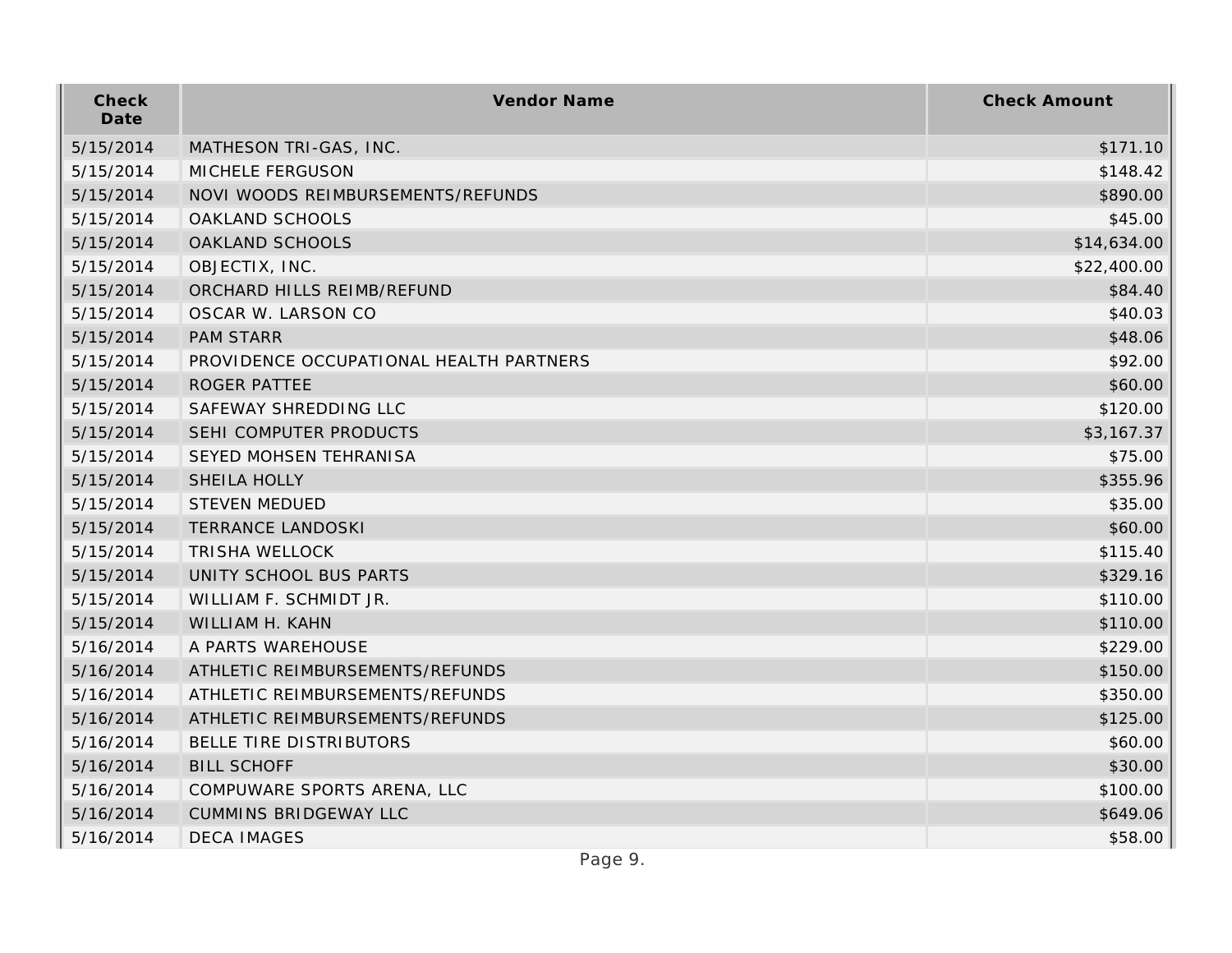| Check Date | Vendor Name | Check Amount |
| --- | --- | --- |
| 5/15/2014 | MATHESON TRI-GAS, INC. | $171.10 |
| 5/15/2014 | MICHELE FERGUSON | $148.42 |
| 5/15/2014 | NOVI WOODS REIMBURSEMENTS/REFUNDS | $890.00 |
| 5/15/2014 | OAKLAND SCHOOLS | $45.00 |
| 5/15/2014 | OAKLAND SCHOOLS | $14,634.00 |
| 5/15/2014 | OBJECTIX, INC. | $22,400.00 |
| 5/15/2014 | ORCHARD HILLS REIMB/REFUND | $84.40 |
| 5/15/2014 | OSCAR W. LARSON CO | $40.03 |
| 5/15/2014 | PAM STARR | $48.06 |
| 5/15/2014 | PROVIDENCE OCCUPATIONAL HEALTH PARTNERS | $92.00 |
| 5/15/2014 | ROGER PATTEE | $60.00 |
| 5/15/2014 | SAFEWAY SHREDDING LLC | $120.00 |
| 5/15/2014 | SEHI COMPUTER PRODUCTS | $3,167.37 |
| 5/15/2014 | SEYED MOHSEN TEHRANISA | $75.00 |
| 5/15/2014 | SHEILA HOLLY | $355.96 |
| 5/15/2014 | STEVEN MEDUED | $35.00 |
| 5/15/2014 | TERRANCE LANDOSKI | $60.00 |
| 5/15/2014 | TRISHA WELLOCK | $115.40 |
| 5/15/2014 | UNITY SCHOOL BUS PARTS | $329.16 |
| 5/15/2014 | WILLIAM F. SCHMIDT JR. | $110.00 |
| 5/15/2014 | WILLIAM H. KAHN | $110.00 |
| 5/16/2014 | A PARTS WAREHOUSE | $229.00 |
| 5/16/2014 | ATHLETIC REIMBURSEMENTS/REFUNDS | $150.00 |
| 5/16/2014 | ATHLETIC REIMBURSEMENTS/REFUNDS | $350.00 |
| 5/16/2014 | ATHLETIC REIMBURSEMENTS/REFUNDS | $125.00 |
| 5/16/2014 | BELLE TIRE DISTRIBUTORS | $60.00 |
| 5/16/2014 | BILL SCHOFF | $30.00 |
| 5/16/2014 | COMPUWARE SPORTS ARENA, LLC | $100.00 |
| 5/16/2014 | CUMMINS BRIDGEWAY LLC | $649.06 |
| 5/16/2014 | DECA IMAGES | $58.00 |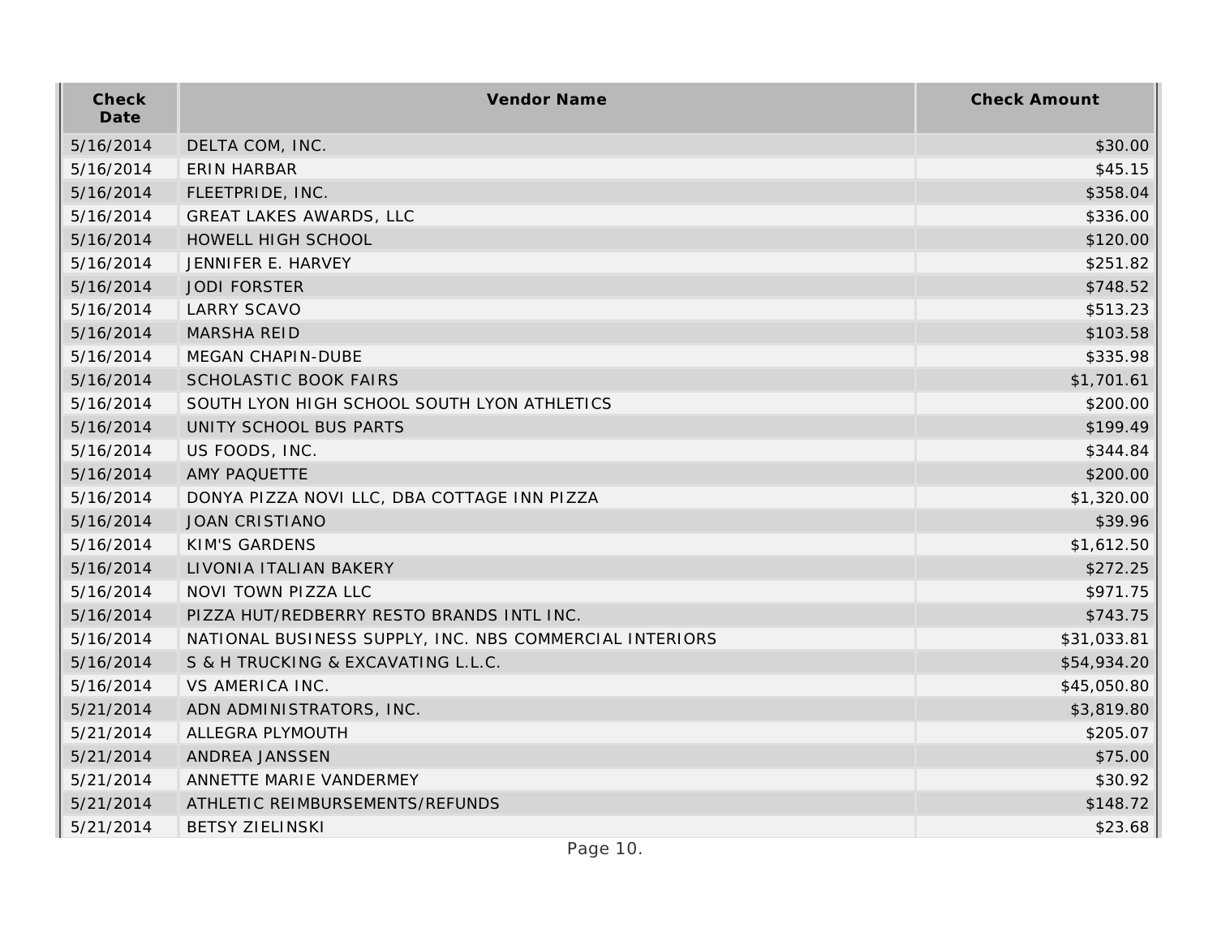| Check Date | Vendor Name | Check Amount |
|---|---|---|
| 5/16/2014 | DELTA COM, INC. | $30.00 |
| 5/16/2014 | ERIN HARBAR | $45.15 |
| 5/16/2014 | FLEETPRIDE, INC. | $358.04 |
| 5/16/2014 | GREAT LAKES AWARDS, LLC | $336.00 |
| 5/16/2014 | HOWELL HIGH SCHOOL | $120.00 |
| 5/16/2014 | JENNIFER E. HARVEY | $251.82 |
| 5/16/2014 | JODI FORSTER | $748.52 |
| 5/16/2014 | LARRY SCAVO | $513.23 |
| 5/16/2014 | MARSHA REID | $103.58 |
| 5/16/2014 | MEGAN CHAPIN-DUBE | $335.98 |
| 5/16/2014 | SCHOLASTIC BOOK FAIRS | $1,701.61 |
| 5/16/2014 | SOUTH LYON HIGH SCHOOL SOUTH LYON ATHLETICS | $200.00 |
| 5/16/2014 | UNITY SCHOOL BUS PARTS | $199.49 |
| 5/16/2014 | US FOODS, INC. | $344.84 |
| 5/16/2014 | AMY PAQUETTE | $200.00 |
| 5/16/2014 | DONYA PIZZA NOVI LLC, DBA COTTAGE INN PIZZA | $1,320.00 |
| 5/16/2014 | JOAN CRISTIANO | $39.96 |
| 5/16/2014 | KIM'S GARDENS | $1,612.50 |
| 5/16/2014 | LIVONIA ITALIAN BAKERY | $272.25 |
| 5/16/2014 | NOVI TOWN PIZZA LLC | $971.75 |
| 5/16/2014 | PIZZA HUT/REDBERRY RESTO BRANDS INTL INC. | $743.75 |
| 5/16/2014 | NATIONAL BUSINESS SUPPLY, INC. NBS COMMERCIAL INTERIORS | $31,033.81 |
| 5/16/2014 | S & H TRUCKING & EXCAVATING L.L.C. | $54,934.20 |
| 5/16/2014 | VS AMERICA INC. | $45,050.80 |
| 5/21/2014 | ADN ADMINISTRATORS, INC. | $3,819.80 |
| 5/21/2014 | ALLEGRA PLYMOUTH | $205.07 |
| 5/21/2014 | ANDREA JANSSEN | $75.00 |
| 5/21/2014 | ANNETTE MARIE VANDERMEY | $30.92 |
| 5/21/2014 | ATHLETIC REIMBURSEMENTS/REFUNDS | $148.72 |
| 5/21/2014 | BETSY ZIELINSKI | $23.68 |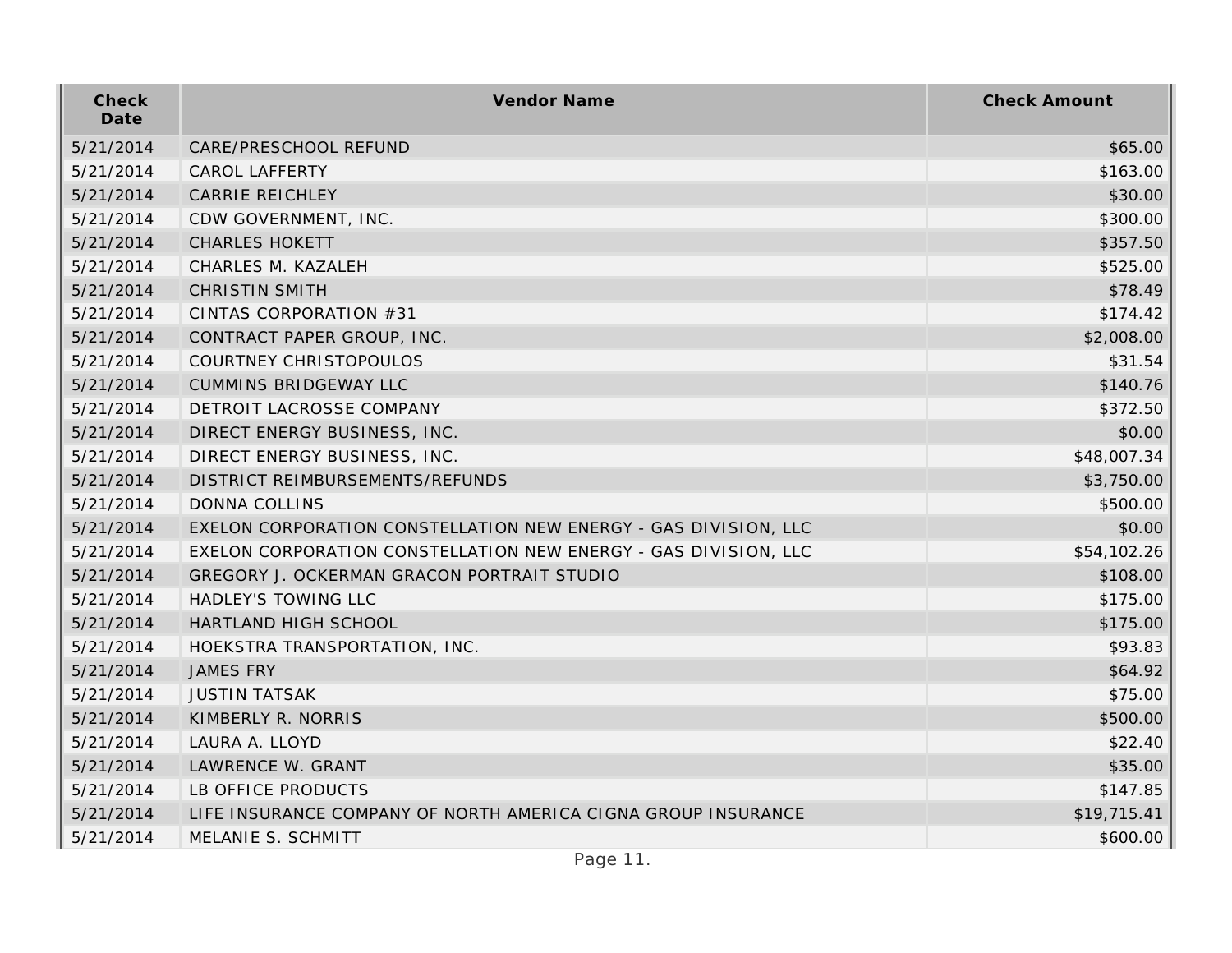| Check Date | Vendor Name | Check Amount |
|---|---|---|
| 5/21/2014 | CARE/PRESCHOOL REFUND | $65.00 |
| 5/21/2014 | CAROL LAFFERTY | $163.00 |
| 5/21/2014 | CARRIE REICHLEY | $30.00 |
| 5/21/2014 | CDW GOVERNMENT, INC. | $300.00 |
| 5/21/2014 | CHARLES HOKETT | $357.50 |
| 5/21/2014 | CHARLES M. KAZALEH | $525.00 |
| 5/21/2014 | CHRISTIN SMITH | $78.49 |
| 5/21/2014 | CINTAS CORPORATION #31 | $174.42 |
| 5/21/2014 | CONTRACT PAPER GROUP, INC. | $2,008.00 |
| 5/21/2014 | COURTNEY CHRISTOPOULOS | $31.54 |
| 5/21/2014 | CUMMINS BRIDGEWAY LLC | $140.76 |
| 5/21/2014 | DETROIT LACROSSE COMPANY | $372.50 |
| 5/21/2014 | DIRECT ENERGY BUSINESS, INC. | $0.00 |
| 5/21/2014 | DIRECT ENERGY BUSINESS, INC. | $48,007.34 |
| 5/21/2014 | DISTRICT REIMBURSEMENTS/REFUNDS | $3,750.00 |
| 5/21/2014 | DONNA COLLINS | $500.00 |
| 5/21/2014 | EXELON CORPORATION CONSTELLATION NEW ENERGY - GAS DIVISION, LLC | $0.00 |
| 5/21/2014 | EXELON CORPORATION CONSTELLATION NEW ENERGY - GAS DIVISION, LLC | $54,102.26 |
| 5/21/2014 | GREGORY J. OCKERMAN GRACON PORTRAIT STUDIO | $108.00 |
| 5/21/2014 | HADLEY'S TOWING LLC | $175.00 |
| 5/21/2014 | HARTLAND HIGH SCHOOL | $175.00 |
| 5/21/2014 | HOEKSTRA TRANSPORTATION, INC. | $93.83 |
| 5/21/2014 | JAMES FRY | $64.92 |
| 5/21/2014 | JUSTIN TATSAK | $75.00 |
| 5/21/2014 | KIMBERLY R. NORRIS | $500.00 |
| 5/21/2014 | LAURA A. LLOYD | $22.40 |
| 5/21/2014 | LAWRENCE W. GRANT | $35.00 |
| 5/21/2014 | LB OFFICE PRODUCTS | $147.85 |
| 5/21/2014 | LIFE INSURANCE COMPANY OF NORTH AMERICA CIGNA GROUP INSURANCE | $19,715.41 |
| 5/21/2014 | MELANIE S. SCHMITT | $600.00 |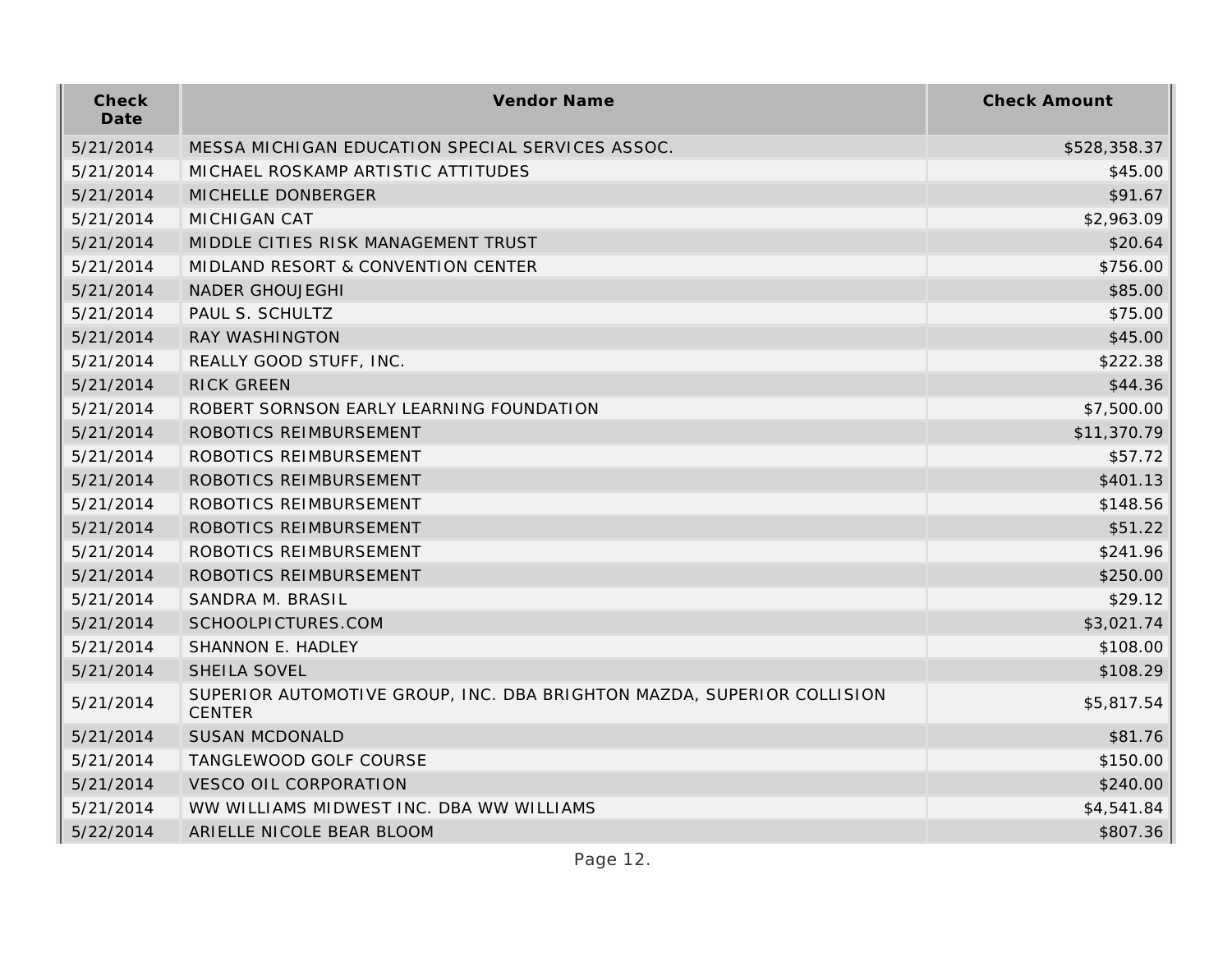| Check Date | Vendor Name | Check Amount |
| --- | --- | --- |
| 5/21/2014 | MESSA MICHIGAN EDUCATION SPECIAL SERVICES ASSOC. | $528,358.37 |
| 5/21/2014 | MICHAEL ROSKAMP ARTISTIC ATTITUDES | $45.00 |
| 5/21/2014 | MICHELLE DONBERGER | $91.67 |
| 5/21/2014 | MICHIGAN CAT | $2,963.09 |
| 5/21/2014 | MIDDLE CITIES RISK MANAGEMENT TRUST | $20.64 |
| 5/21/2014 | MIDLAND RESORT & CONVENTION CENTER | $756.00 |
| 5/21/2014 | NADER GHOUJEGHI | $85.00 |
| 5/21/2014 | PAUL S. SCHULTZ | $75.00 |
| 5/21/2014 | RAY WASHINGTON | $45.00 |
| 5/21/2014 | REALLY GOOD STUFF, INC. | $222.38 |
| 5/21/2014 | RICK GREEN | $44.36 |
| 5/21/2014 | ROBERT SORNSON EARLY LEARNING FOUNDATION | $7,500.00 |
| 5/21/2014 | ROBOTICS REIMBURSEMENT | $11,370.79 |
| 5/21/2014 | ROBOTICS REIMBURSEMENT | $57.72 |
| 5/21/2014 | ROBOTICS REIMBURSEMENT | $401.13 |
| 5/21/2014 | ROBOTICS REIMBURSEMENT | $148.56 |
| 5/21/2014 | ROBOTICS REIMBURSEMENT | $51.22 |
| 5/21/2014 | ROBOTICS REIMBURSEMENT | $241.96 |
| 5/21/2014 | ROBOTICS REIMBURSEMENT | $250.00 |
| 5/21/2014 | SANDRA M. BRASIL | $29.12 |
| 5/21/2014 | SCHOOLPICTURES.COM | $3,021.74 |
| 5/21/2014 | SHANNON E. HADLEY | $108.00 |
| 5/21/2014 | SHEILA SOVEL | $108.29 |
| 5/21/2014 | SUPERIOR AUTOMOTIVE GROUP, INC. DBA BRIGHTON MAZDA, SUPERIOR COLLISION CENTER | $5,817.54 |
| 5/21/2014 | SUSAN MCDONALD | $81.76 |
| 5/21/2014 | TANGLEWOOD GOLF COURSE | $150.00 |
| 5/21/2014 | VESCO OIL CORPORATION | $240.00 |
| 5/21/2014 | WW WILLIAMS MIDWEST INC. DBA WW WILLIAMS | $4,541.84 |
| 5/22/2014 | ARIELLE NICOLE BEAR BLOOM | $807.36 |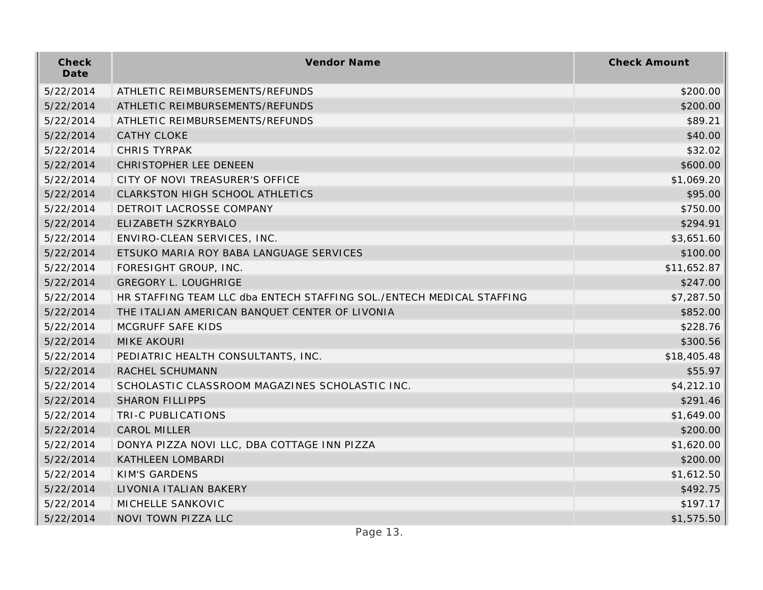| Check Date | Vendor Name | Check Amount |
|---|---|---|
| 5/22/2014 | ATHLETIC REIMBURSEMENTS/REFUNDS | $200.00 |
| 5/22/2014 | ATHLETIC REIMBURSEMENTS/REFUNDS | $200.00 |
| 5/22/2014 | ATHLETIC REIMBURSEMENTS/REFUNDS | $89.21 |
| 5/22/2014 | CATHY CLOKE | $40.00 |
| 5/22/2014 | CHRIS TYRPAK | $32.02 |
| 5/22/2014 | CHRISTOPHER LEE DENEEN | $600.00 |
| 5/22/2014 | CITY OF NOVI TREASURER'S OFFICE | $1,069.20 |
| 5/22/2014 | CLARKSTON HIGH SCHOOL ATHLETICS | $95.00 |
| 5/22/2014 | DETROIT LACROSSE COMPANY | $750.00 |
| 5/22/2014 | ELIZABETH SZKRYBALO | $294.91 |
| 5/22/2014 | ENVIRO-CLEAN SERVICES, INC. | $3,651.60 |
| 5/22/2014 | ETSUKO MARIA ROY BABA LANGUAGE SERVICES | $100.00 |
| 5/22/2014 | FORESIGHT GROUP, INC. | $11,652.87 |
| 5/22/2014 | GREGORY L. LOUGHRIGE | $247.00 |
| 5/22/2014 | HR STAFFING TEAM LLC dba ENTECH STAFFING SOL./ENTECH MEDICAL STAFFING | $7,287.50 |
| 5/22/2014 | THE ITALIAN AMERICAN BANQUET CENTER OF LIVONIA | $852.00 |
| 5/22/2014 | MCGRUFF SAFE KIDS | $228.76 |
| 5/22/2014 | MIKE AKOURI | $300.56 |
| 5/22/2014 | PEDIATRIC HEALTH CONSULTANTS, INC. | $18,405.48 |
| 5/22/2014 | RACHEL SCHUMANN | $55.97 |
| 5/22/2014 | SCHOLASTIC CLASSROOM MAGAZINES SCHOLASTIC INC. | $4,212.10 |
| 5/22/2014 | SHARON FILLIPPS | $291.46 |
| 5/22/2014 | TRI-C PUBLICATIONS | $1,649.00 |
| 5/22/2014 | CAROL MILLER | $200.00 |
| 5/22/2014 | DONYA PIZZA NOVI LLC, DBA COTTAGE INN PIZZA | $1,620.00 |
| 5/22/2014 | KATHLEEN LOMBARDI | $200.00 |
| 5/22/2014 | KIM'S GARDENS | $1,612.50 |
| 5/22/2014 | LIVONIA ITALIAN BAKERY | $492.75 |
| 5/22/2014 | MICHELLE SANKOVIC | $197.17 |
| 5/22/2014 | NOVI TOWN PIZZA LLC | $1,575.50 |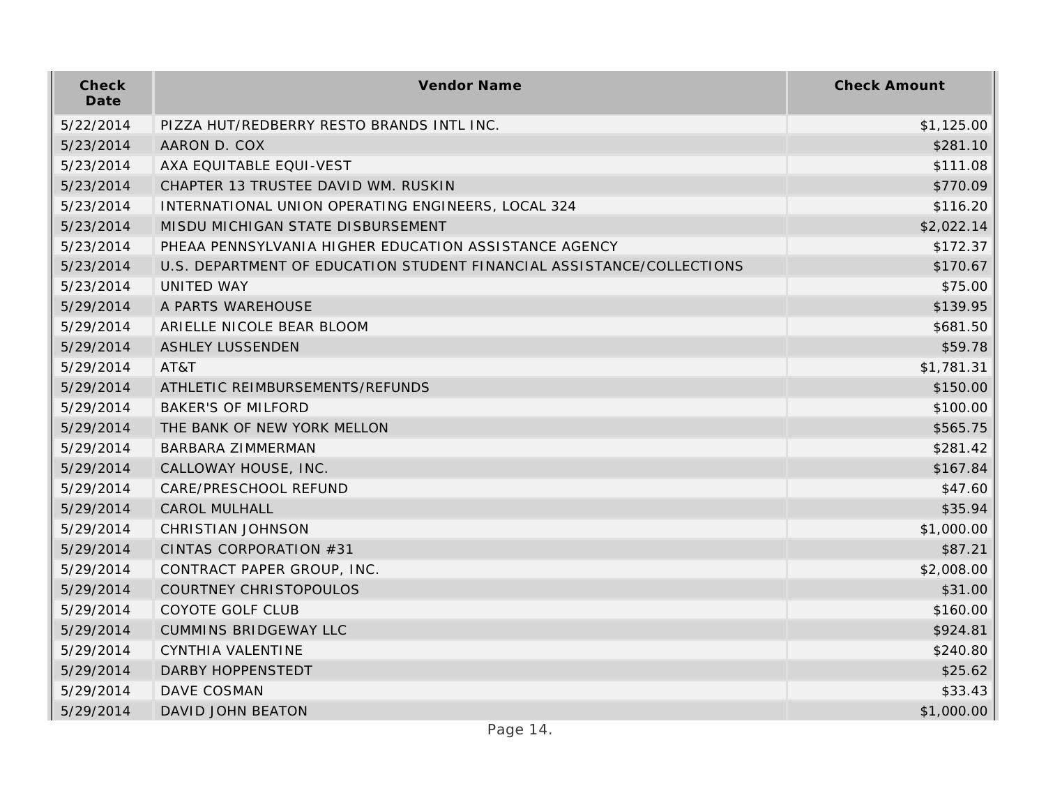| Check Date | Vendor Name | Check Amount |
|---|---|---|
| 5/22/2014 | PIZZA HUT/REDBERRY RESTO BRANDS INTL INC. | $1,125.00 |
| 5/23/2014 | AARON D. COX | $281.10 |
| 5/23/2014 | AXA EQUITABLE EQUI-VEST | $111.08 |
| 5/23/2014 | CHAPTER 13 TRUSTEE DAVID WM. RUSKIN | $770.09 |
| 5/23/2014 | INTERNATIONAL UNION OPERATING ENGINEERS, LOCAL 324 | $116.20 |
| 5/23/2014 | MISDU MICHIGAN STATE DISBURSEMENT | $2,022.14 |
| 5/23/2014 | PHEAA PENNSYLVANIA HIGHER EDUCATION ASSISTANCE AGENCY | $172.37 |
| 5/23/2014 | U.S. DEPARTMENT OF EDUCATION STUDENT FINANCIAL ASSISTANCE/COLLECTIONS | $170.67 |
| 5/23/2014 | UNITED WAY | $75.00 |
| 5/29/2014 | A PARTS WAREHOUSE | $139.95 |
| 5/29/2014 | ARIELLE NICOLE BEAR BLOOM | $681.50 |
| 5/29/2014 | ASHLEY LUSSENDEN | $59.78 |
| 5/29/2014 | AT&T | $1,781.31 |
| 5/29/2014 | ATHLETIC REIMBURSEMENTS/REFUNDS | $150.00 |
| 5/29/2014 | BAKER'S OF MILFORD | $100.00 |
| 5/29/2014 | THE BANK OF NEW YORK MELLON | $565.75 |
| 5/29/2014 | BARBARA ZIMMERMAN | $281.42 |
| 5/29/2014 | CALLOWAY HOUSE, INC. | $167.84 |
| 5/29/2014 | CARE/PRESCHOOL REFUND | $47.60 |
| 5/29/2014 | CAROL MULHALL | $35.94 |
| 5/29/2014 | CHRISTIAN JOHNSON | $1,000.00 |
| 5/29/2014 | CINTAS CORPORATION #31 | $87.21 |
| 5/29/2014 | CONTRACT PAPER GROUP, INC. | $2,008.00 |
| 5/29/2014 | COURTNEY CHRISTOPOULOS | $31.00 |
| 5/29/2014 | COYOTE GOLF CLUB | $160.00 |
| 5/29/2014 | CUMMINS BRIDGEWAY LLC | $924.81 |
| 5/29/2014 | CYNTHIA VALENTINE | $240.80 |
| 5/29/2014 | DARBY HOPPENSTEDT | $25.62 |
| 5/29/2014 | DAVE COSMAN | $33.43 |
| 5/29/2014 | DAVID JOHN BEATON | $1,000.00 |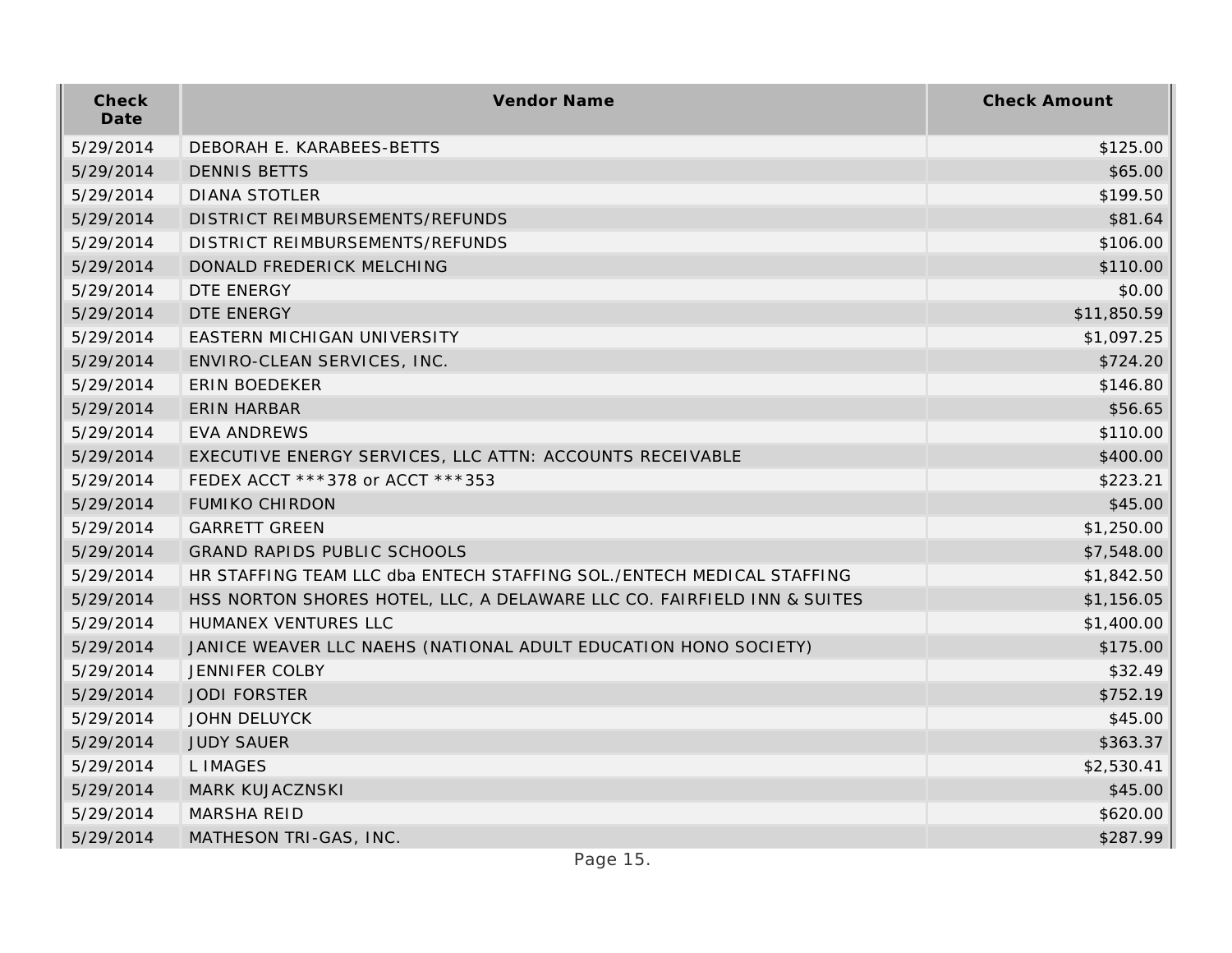| Check Date | Vendor Name | Check Amount |
| --- | --- | --- |
| 5/29/2014 | DEBORAH E. KARABEES-BETTS | $125.00 |
| 5/29/2014 | DENNIS BETTS | $65.00 |
| 5/29/2014 | DIANA STOTLER | $199.50 |
| 5/29/2014 | DISTRICT REIMBURSEMENTS/REFUNDS | $81.64 |
| 5/29/2014 | DISTRICT REIMBURSEMENTS/REFUNDS | $106.00 |
| 5/29/2014 | DONALD FREDERICK MELCHING | $110.00 |
| 5/29/2014 | DTE ENERGY | $0.00 |
| 5/29/2014 | DTE ENERGY | $11,850.59 |
| 5/29/2014 | EASTERN MICHIGAN UNIVERSITY | $1,097.25 |
| 5/29/2014 | ENVIRO-CLEAN SERVICES, INC. | $724.20 |
| 5/29/2014 | ERIN BOEDEKER | $146.80 |
| 5/29/2014 | ERIN HARBAR | $56.65 |
| 5/29/2014 | EVA ANDREWS | $110.00 |
| 5/29/2014 | EXECUTIVE ENERGY SERVICES, LLC ATTN: ACCOUNTS RECEIVABLE | $400.00 |
| 5/29/2014 | FEDEX ACCT ***378 or ACCT ***353 | $223.21 |
| 5/29/2014 | FUMIKO CHIRDON | $45.00 |
| 5/29/2014 | GARRETT GREEN | $1,250.00 |
| 5/29/2014 | GRAND RAPIDS PUBLIC SCHOOLS | $7,548.00 |
| 5/29/2014 | HR STAFFING TEAM LLC dba ENTECH STAFFING SOL./ENTECH MEDICAL STAFFING | $1,842.50 |
| 5/29/2014 | HSS NORTON SHORES HOTEL, LLC, A DELAWARE LLC CO. FAIRFIELD INN & SUITES | $1,156.05 |
| 5/29/2014 | HUMANEX VENTURES LLC | $1,400.00 |
| 5/29/2014 | JANICE WEAVER LLC NAEHS (NATIONAL ADULT EDUCATION HONO SOCIETY) | $175.00 |
| 5/29/2014 | JENNIFER COLBY | $32.49 |
| 5/29/2014 | JODI FORSTER | $752.19 |
| 5/29/2014 | JOHN DELUYCK | $45.00 |
| 5/29/2014 | JUDY SAUER | $363.37 |
| 5/29/2014 | L IMAGES | $2,530.41 |
| 5/29/2014 | MARK KUJACZNSKI | $45.00 |
| 5/29/2014 | MARSHA REID | $620.00 |
| 5/29/2014 | MATHESON TRI-GAS, INC. | $287.99 |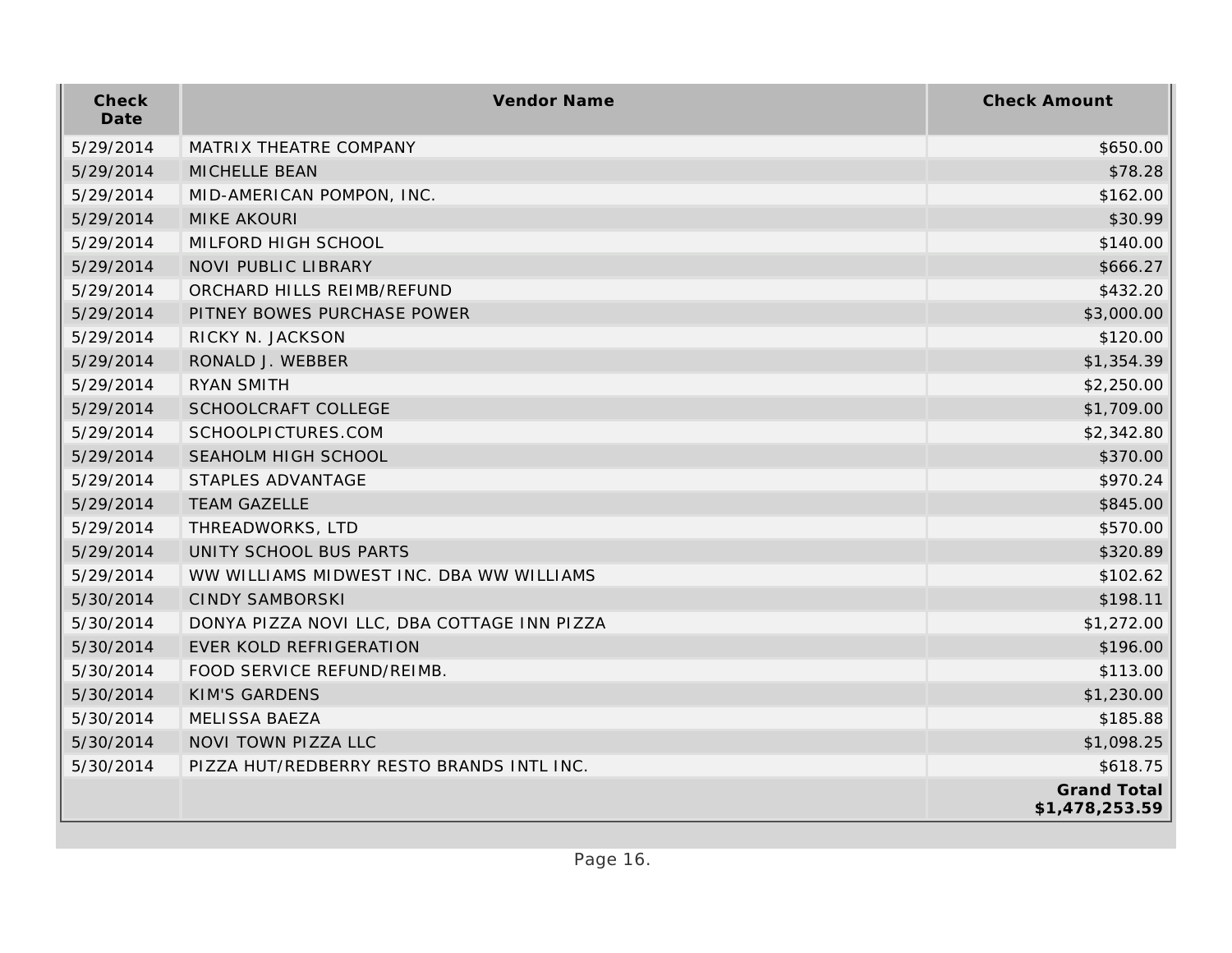| Check Date | Vendor Name | Check Amount |
|---|---|---|
| 5/29/2014 | MATRIX THEATRE COMPANY | $650.00 |
| 5/29/2014 | MICHELLE BEAN | $78.28 |
| 5/29/2014 | MID-AMERICAN POMPON, INC. | $162.00 |
| 5/29/2014 | MIKE AKOURI | $30.99 |
| 5/29/2014 | MILFORD HIGH SCHOOL | $140.00 |
| 5/29/2014 | NOVI PUBLIC LIBRARY | $666.27 |
| 5/29/2014 | ORCHARD HILLS REIMB/REFUND | $432.20 |
| 5/29/2014 | PITNEY BOWES PURCHASE POWER | $3,000.00 |
| 5/29/2014 | RICKY N. JACKSON | $120.00 |
| 5/29/2014 | RONALD J. WEBBER | $1,354.39 |
| 5/29/2014 | RYAN SMITH | $2,250.00 |
| 5/29/2014 | SCHOOLCRAFT COLLEGE | $1,709.00 |
| 5/29/2014 | SCHOOLPICTURES.COM | $2,342.80 |
| 5/29/2014 | SEAHOLM HIGH SCHOOL | $370.00 |
| 5/29/2014 | STAPLES ADVANTAGE | $970.24 |
| 5/29/2014 | TEAM GAZELLE | $845.00 |
| 5/29/2014 | THREADWORKS, LTD | $570.00 |
| 5/29/2014 | UNITY SCHOOL BUS PARTS | $320.89 |
| 5/29/2014 | WW WILLIAMS MIDWEST INC. DBA WW WILLIAMS | $102.62 |
| 5/30/2014 | CINDY SAMBORSKI | $198.11 |
| 5/30/2014 | DONYA PIZZA NOVI LLC, DBA COTTAGE INN PIZZA | $1,272.00 |
| 5/30/2014 | EVER KOLD REFRIGERATION | $196.00 |
| 5/30/2014 | FOOD SERVICE REFUND/REIMB. | $113.00 |
| 5/30/2014 | KIM'S GARDENS | $1,230.00 |
| 5/30/2014 | MELISSA BAEZA | $185.88 |
| 5/30/2014 | NOVI TOWN PIZZA LLC | $1,098.25 |
| 5/30/2014 | PIZZA HUT/REDBERRY RESTO BRANDS INTL INC. | $618.75 |
| | | **Grand Total $1,478,253.59** |